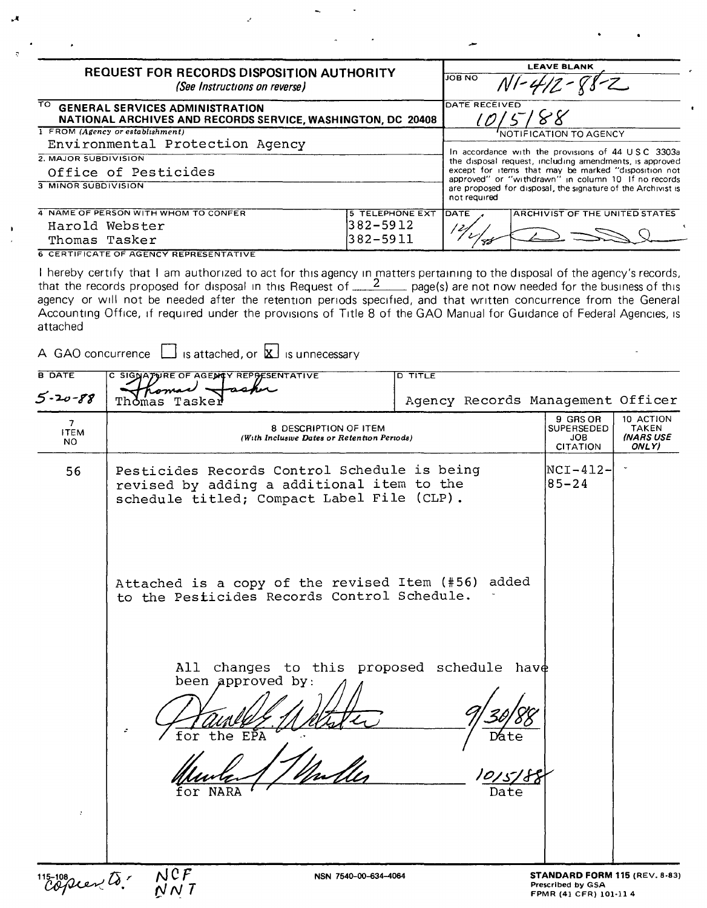# REQUEST FOR RECORDS DISPOSITION AUTHORITY

*(See Instructions on reverse)*

| LEAVE BLANK | |
|---|---|
| JOB NO | N1-412-88-2 |
| DATE RECEIVED | 10/5/88 |

TO **GENERAL SERVICES ADMINISTRATION**
**NATIONAL ARCHIVES AND RECORDS SERVICE, WASHINGTON, DC 20408**

1 FROM *(Agency or establishment)*
Environmental Protection Agency

2. MAJOR SUBDIVISION
Office of Pesticides

3 MINOR SUBDIVISION

4 NAME OF PERSON WITH WHOM TO CONFER: Harold Webster, Thomas Tasker

5 TELEPHONE EXT: 382-5912, 382-5911

NOTIFICATION TO AGENCY

In accordance with the provisions of 44 U S C 3303a the disposal request, including amendments, is approved except for items that may be marked "disposition not approved" or "withdrawn" in column 10 If no records are proposed for disposal, the signature of the Archivist is not required

DATE: 12/1/88 ARCHIVIST OF THE UNITED STATES: [signature]

6 CERTIFICATE OF AGENCY REPRESENTATIVE

I hereby certify that I am authorized to act for this agency in matters pertaining to the disposal of the agency's records, that the records proposed for disposal in this Request of 2 page(s) are not now needed for the business of this agency or will not be needed after the retention periods specified, and that written concurrence from the General Accounting Office, if required under the provisions of Title 8 of the GAO Manual for Guidance of Federal Agencies, is attached

A GAO concurrence ☐ is attached, or ☒ is unnecessary

| B DATE | C SIGNATURE OF AGENCY REPRESENTATIVE | D TITLE |
|---|---|---|
| 5-20-88 | Thomas Tasker | Agency Records Management Officer |

| 7 ITEM NO | 8 DESCRIPTION OF ITEM *(With Inclusive Dates or Retention Periods)* | 9 GRS OR SUPERSEDED JOB CITATION | 10 ACTION TAKEN *(NARS USE ONLY)* |
|---|---|---|---|
| 56 | Pesticides Records Control Schedule is being revised by adding a additional item to the schedule titled; Compact Label File (CLP).<br><br>Attached is a copy of the revised Item (#56) added to the Pesticides Records Control Schedule.<br><br>All changes to this proposed schedule have been approved by:<br><br>[signature] for the EPA — 9/30/88 Date<br><br>[signature] for NARA — 10/5/88 Date | NCI-412-85-24 | |

115-108 Copies to: NCF NNT

NSN 7540-00-634-4064

**STANDARD FORM 115** (REV. 8-83)
Prescribed by GSA
FPMR (41 CFR) 101-11 4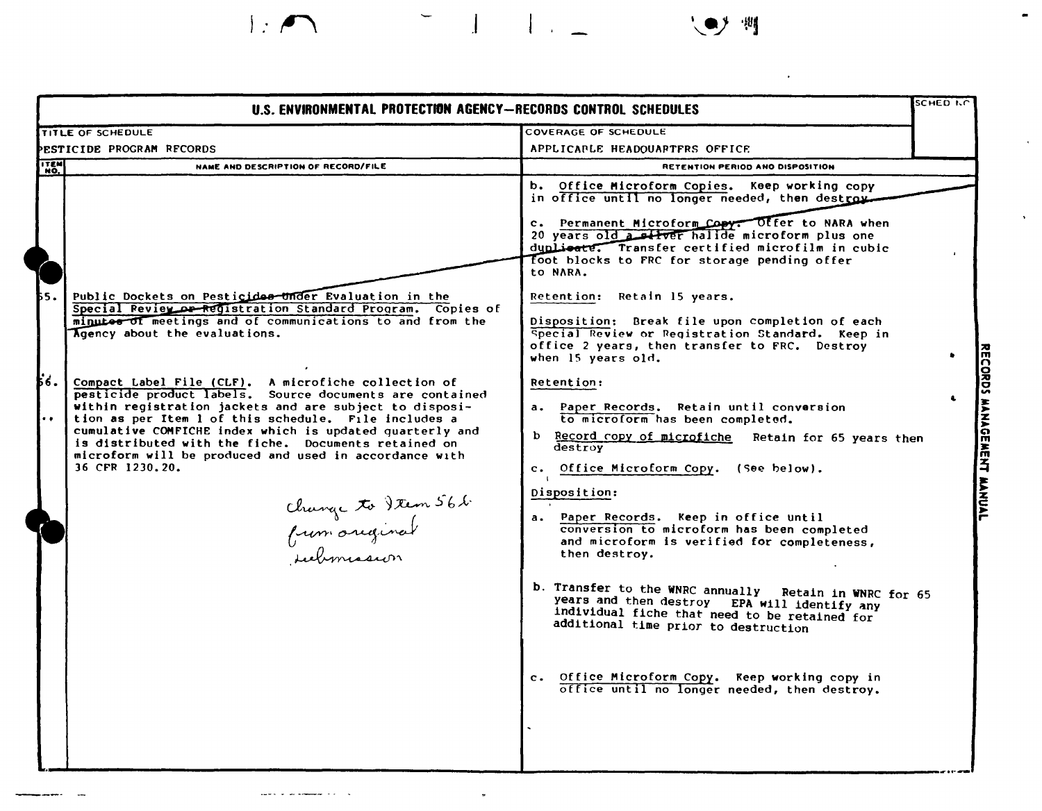# U.S. ENVIRONMENTAL PROTECTION AGENCY—RECORDS CONTROL SCHEDULES

| TITLE OF SCHEDULE | COVERAGE OF SCHEDULE | SCHED NO |
|---|---|---|
| PESTICIDE PROGRAM RECORDS | APPLICABLE HEADQUARTERS OFFICE | |

| ITEM NO. | NAME AND DESCRIPTION OF RECORD/FILE | RETENTION PERIOD AND DISPOSITION |
|---|---|---|
| | | b. Office Microform Copies. Keep working copy in office until no longer needed, then destroy.<br><br>c. Permanent Microform Copy. Offer to NARA when 20 years old a silver halide microform plus one duplicate. Transfer certified microfilm in cubic foot blocks to FRC for storage pending offer to NARA. |
| 55. | Public Dockets on Pesticides Under Evaluation in the Special Review or Registration Standard Program. Copies of minutes of meetings and of communications to and from the Agency about the evaluations. | Retention: Retain 15 years.<br><br>Disposition: Break file upon completion of each Special Review or Registration Standard. Keep in office 2 years, then transfer to FRC. Destroy when 15 years old. |
| 56. | Compact Label File (CLF). A microfiche collection of pesticide product labels. Source documents are contained within registration jackets and are subject to disposition as per Item 1 of this schedule. File includes a cumulative COMFICHE index which is updated quarterly and is distributed with the fiche. Documents retained on microform will be produced and used in accordance with 36 CFR 1230.20.<br><br>*Change to Item 56b from original submission* | Retention:<br><br>a. Paper Records. Retain until conversion to microform has been completed.<br><br>b Record copy of microfiche Retain for 65 years then destroy<br><br>c. Office Microform Copy. (See below).<br><br>Disposition:<br><br>a. Paper Records. Keep in office until conversion to microform has been completed and microform is verified for completeness, then destroy.<br><br>b. Transfer to the WNRC annually Retain in WNRC for 65 years and then destroy EPA will identify any individual fiche that need to be retained for additional time prior to destruction<br><br>c. Office Microform Copy. Keep working copy in office until no longer needed, then destroy. |

RECORDS MANAGEMENT MANUAL